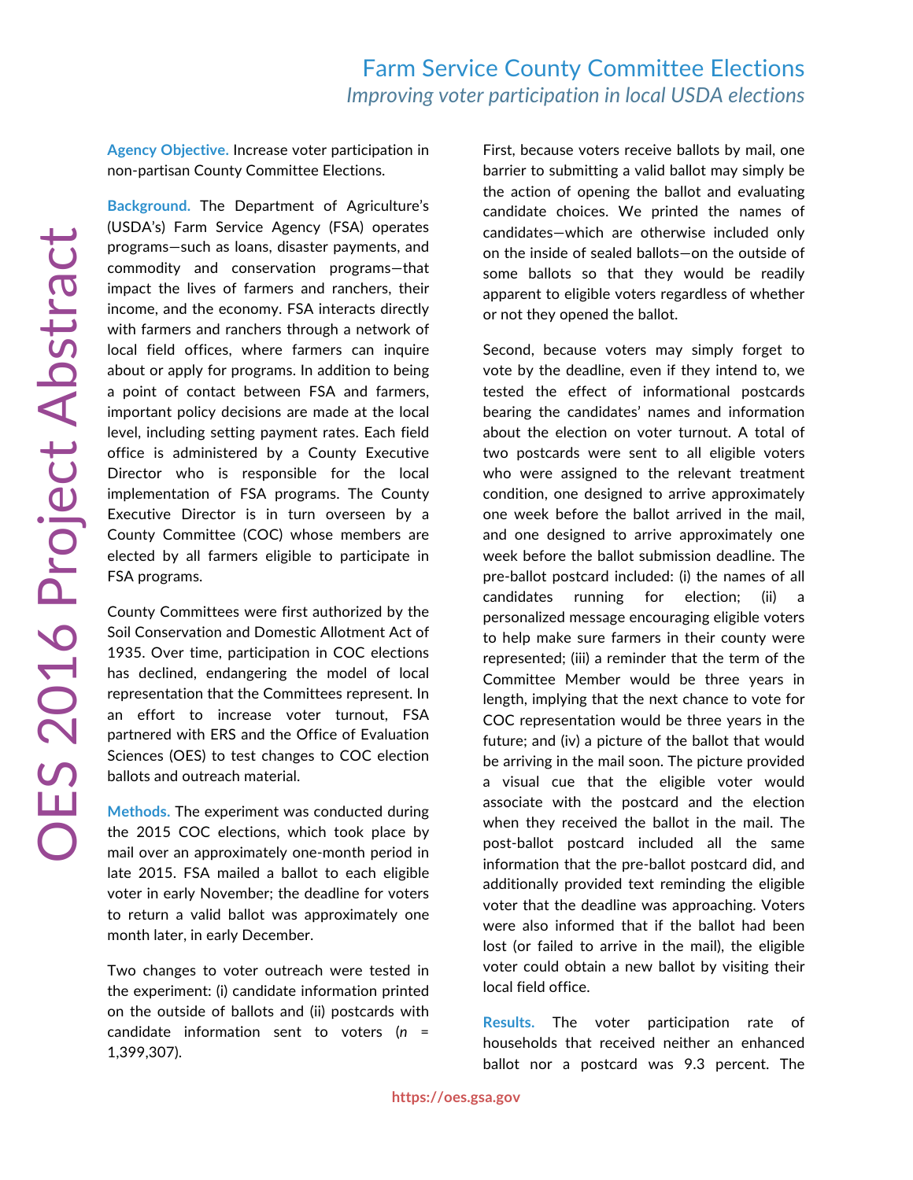# Farm Service County Committee Elections

*Improving voter participation in local USDA elections*

OES 2016 Project Abstract

**Agency Objective.** Increase voter participation in non-partisan County Committee Elections.

**Background.** The Department of Agriculture's (USDA's) Farm Service Agency (FSA) operates programs—such as loans, disaster payments, and commodity and conservation programs—that impact the lives of farmers and ranchers, their income, and the economy. FSA interacts directly with farmers and ranchers through a network of local field offices, where farmers can inquire about or apply for programs. In addition to being a point of contact between FSA and farmers, important policy decisions are made at the local level, including setting payment rates. Each field office is administered by a County Executive Director who is responsible for the local implementation of FSA programs. The County Executive Director is in turn overseen by a County Committee (COC) whose members are elected by all farmers eligible to participate in FSA programs.

County Committees were first authorized by the Soil Conservation and Domestic Allotment Act of 1935. Over time, participation in COC elections has declined, endangering the model of local representation that the Committees represent. In an effort to increase voter turnout, FSA partnered with ERS and the Office of Evaluation Sciences (OES) to test changes to COC election ballots and outreach material.

**Methods.** The experiment was conducted during the 2015 COC elections, which took place by mail over an approximately one-month period in late 2015. FSA mailed a ballot to each eligible voter in early November; the deadline for voters to return a valid ballot was approximately one month later, in early December.

Two changes to voter outreach were tested in the experiment: (i) candidate information printed on the outside of ballots and (ii) postcards with candidate information sent to voters ($n$ = 1,399,307).

First, because voters receive ballots by mail, one barrier to submitting a valid ballot may simply be the action of opening the ballot and evaluating candidate choices. We printed the names of candidates—which are otherwise included only on the inside of sealed ballots—on the outside of some ballots so that they would be readily apparent to eligible voters regardless of whether or not they opened the ballot.

Second, because voters may simply forget to vote by the deadline, even if they intend to, we tested the effect of informational postcards bearing the candidates' names and information about the election on voter turnout. A total of two postcards were sent to all eligible voters who were assigned to the relevant treatment condition, one designed to arrive approximately one week before the ballot arrived in the mail, and one designed to arrive approximately one week before the ballot submission deadline. The pre-ballot postcard included: (i) the names of all candidates running for election; (ii) a personalized message encouraging eligible voters to help make sure farmers in their county were represented; (iii) a reminder that the term of the Committee Member would be three years in length, implying that the next chance to vote for COC representation would be three years in the future; and (iv) a picture of the ballot that would be arriving in the mail soon. The picture provided a visual cue that the eligible voter would associate with the postcard and the election when they received the ballot in the mail. The post-ballot postcard included all the same information that the pre-ballot postcard did, and additionally provided text reminding the eligible voter that the deadline was approaching. Voters were also informed that if the ballot had been lost (or failed to arrive in the mail), the eligible voter could obtain a new ballot by visiting their local field office.

**Results.** The voter participation rate of households that received neither an enhanced ballot nor a postcard was 9.3 percent. The

https://oes.gsa.gov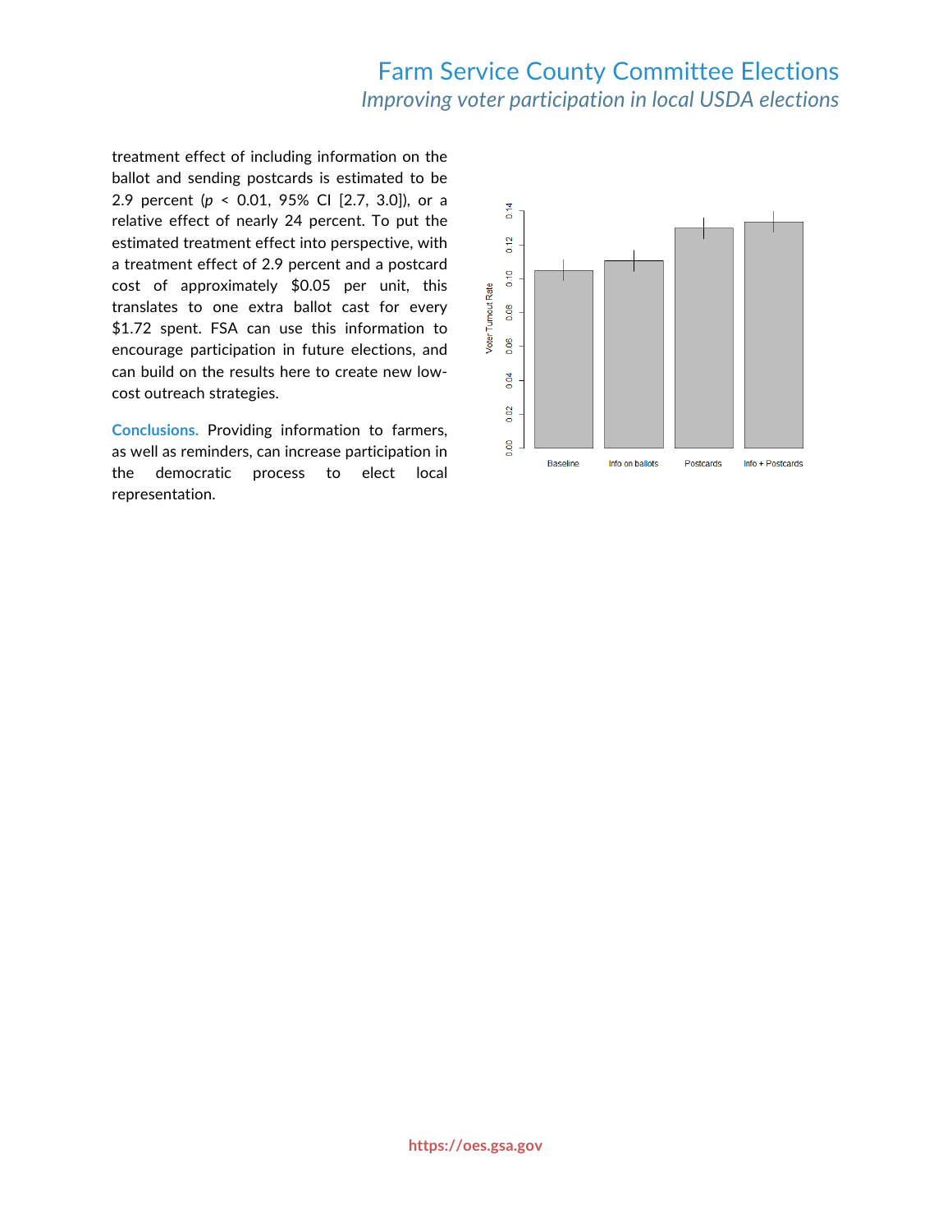treatment effect of including information on the ballot and sending postcards is estimated to be 2.9 percent ($p < 0.01$, 95% CI [2.7, 3.0]), or a relative effect of nearly 24 percent. To put the estimated treatment effect into perspective, with a treatment effect of 2.9 percent and a postcard cost of approximately $0.05 per unit, this translates to one extra ballot cast for every $1.72 spent. FSA can use this information to encourage participation in future elections, and can build on the results here to create new low-cost outreach strategies.

**Conclusions.** Providing information to farmers, as well as reminders, can increase participation in the democratic process to elect local representation.

Voter Turnout Rate

0.00
0.02
0.04
0.06
0.08
0.10
0.12
0.14

Baseline
Info on ballots
Postcards
Info + Postcards